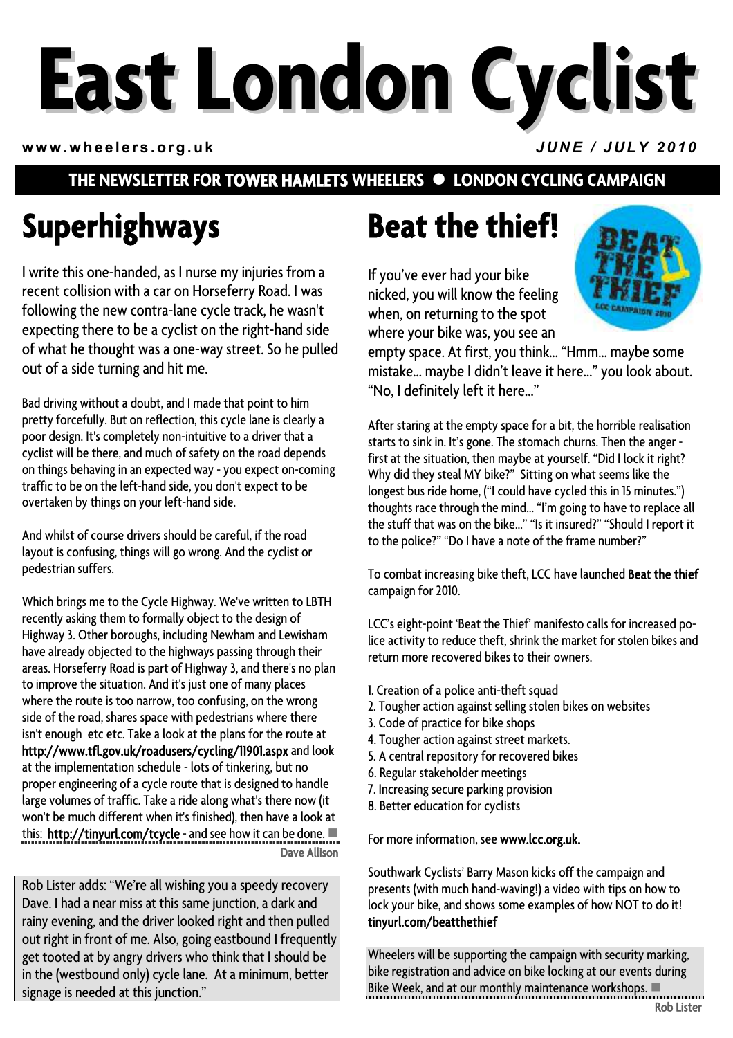# East London Cyclist

**www.wheelers.org.uk** *JUNE / JULY 2010*

**THE NEWSLETTER FOR TOWER HAMLETS WHEELERS ● LONDON CYCLING CAMPAIGN**

## Superhighways

I write this one-handed, as I nurse my injuries from a recent collision with a car on Horseferry Road. I was following the new contra-lane cycle track, he wasn't expecting there to be a cyclist on the right-hand side of what he thought was a one-way street. So he pulled out of a side turning and hit me.

Bad driving without a doubt, and I made that point to him pretty forcefully. But on reflection, this cycle lane is clearly a poor design. It's completely non-intuitive to a driver that a cyclist will be there, and much of safety on the road depends on things behaving in an expected way - you expect on-coming traffic to be on the left-hand side, you don't expect to be overtaken by things on your left-hand side.

And whilst of course drivers should be careful, if the road layout is confusing, things will go wrong. And the cyclist or pedestrian suffers.

Which brings me to the Cycle Highway. We've written to LBTH recently asking them to formally object to the design of Highway 3. Other boroughs, including Newham and Lewisham have already objected to the highways passing through their areas. Horseferry Road is part of Highway 3, and there's no plan to improve the situation. And it's just one of many places where the route is too narrow, too confusing, on the wrong side of the road, shares space with pedestrians where there isn't enough etc etc. Take a look at the plans for the route at **http://www.tfl.gov.uk/roadusers/cycling/11901.aspx** and look at the implementation schedule - lots of tinkering, but no proper engineering of a cycle route that is designed to handle large volumes of traffic. Take a ride along what's there now (it won't be much different when it's finished), then have a look at this: **http://tinyurl.com/tcycle** - and see how it can be done. ■

**Dave Allison**

Rob Lister adds: "We're all wishing you a speedy recovery Dave. I had a near miss at this same junction, a dark and rainy evening, and the driver looked right and then pulled out right in front of me. Also, going eastbound I frequently get tooted at by angry drivers who think that I should be in the (westbound only) cycle lane. At a minimum, better signage is needed at this junction."

## Beat the thief!

If you've ever had your bike nicked, you will know the feeling when, on returning to the spot where your bike was, you see an empty space. At first, you think… "Hmm… maybe some mistake… maybe I didn't leave it here…" you look about. "No, I definitely left it here…"

After staring at the empty space for a bit, the horrible realisation starts to sink in. It's gone. The stomach churns. Then the anger - first at the situation, then maybe at yourself. "Did I lock it right? Why did they steal MY bike?" Sitting on what seems like the longest bus ride home, ("I could have cycled this in 15 minutes.") thoughts race through the mind… "I'm going to have to replace all the stuff that was on the bike…" "Is it insured?" "Should I report it to the police?" "Do I have a note of the frame number?"

To combat increasing bike theft, LCC have launched **Beat the thief** campaign for 2010.

LCC's eight-point 'Beat the Thief' manifesto calls for increased police activity to reduce theft, shrink the market for stolen bikes and return more recovered bikes to their owners.

1. Creation of a police anti-theft squad
2. Tougher action against selling stolen bikes on websites
3. Code of practice for bike shops
4. Tougher action against street markets.
5. A central repository for recovered bikes
6. Regular stakeholder meetings
7. Increasing secure parking provision
8. Better education for cyclists

For more information, see **www.lcc.org.uk.**

Southwark Cyclists' Barry Mason kicks off the campaign and presents (with much hand-waving!) a video with tips on how to lock your bike, and shows some examples of how NOT to do it! **tinyurl.com/beatthethief**

Wheelers will be supporting the campaign with security marking, bike registration and advice on bike locking at our events during Bike Week, and at our monthly maintenance workshops. ■

**Rob Lister**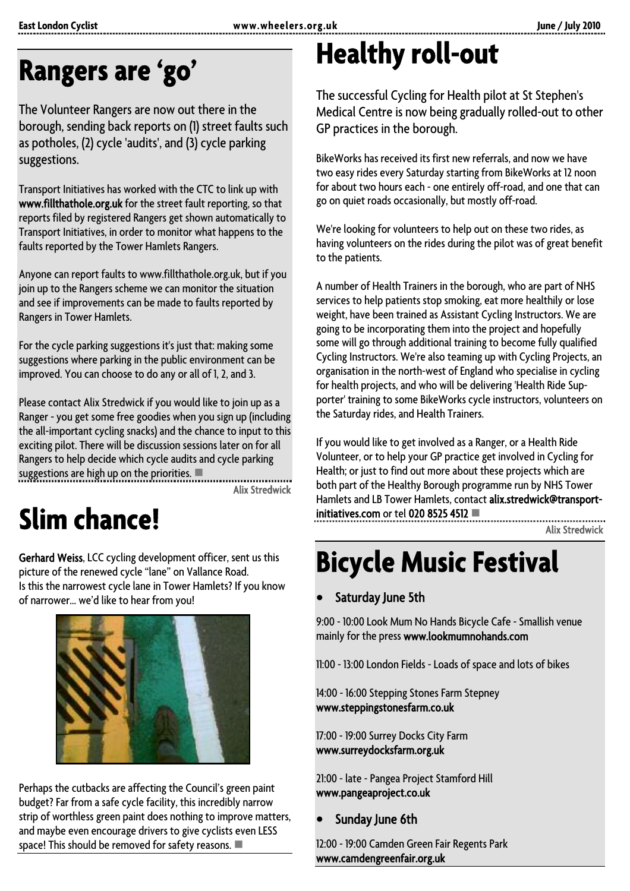# Rangers are 'go'

The Volunteer Rangers are now out there in the borough, sending back reports on (1) street faults such as potholes, (2) cycle 'audits', and (3) cycle parking suggestions.

Transport Initiatives has worked with the CTC to link up with **www.fillthathole.org.uk** for the street fault reporting, so that reports filed by registered Rangers get shown automatically to Transport Initiatives, in order to monitor what happens to the faults reported by the Tower Hamlets Rangers.

Anyone can report faults to www.fillthathole.org.uk, but if you join up to the Rangers scheme we can monitor the situation and see if improvements can be made to faults reported by Rangers in Tower Hamlets.

For the cycle parking suggestions it's just that: making some suggestions where parking in the public environment can be improved. You can choose to do any or all of 1, 2, and 3.

Please contact Alix Stredwick if you would like to join up as a Ranger - you get some free goodies when you sign up (including the all-important cycling snacks) and the chance to input to this exciting pilot. There will be discussion sessions later on for all Rangers to help decide which cycle audits and cycle parking suggestions are high up on the priorities. ■

Alix Stredwick

# Slim chance!

**Gerhard Weiss**, LCC cycling development officer, sent us this picture of the renewed cycle "lane" on Vallance Road. Is this the narrowest cycle lane in Tower Hamlets? If you know of narrower... we'd like to hear from you!

Perhaps the cutbacks are affecting the Council's green paint budget? Far from a safe cycle facility, this incredibly narrow strip of worthless green paint does nothing to improve matters, and maybe even encourage drivers to give cyclists even LESS space! This should be removed for safety reasons. ■

# Healthy roll-out

The successful Cycling for Health pilot at St Stephen's Medical Centre is now being gradually rolled-out to other GP practices in the borough.

BikeWorks has received its first new referrals, and now we have two easy rides every Saturday starting from BikeWorks at 12 noon for about two hours each - one entirely off-road, and one that can go on quiet roads occasionally, but mostly off-road.

We're looking for volunteers to help out on these two rides, as having volunteers on the rides during the pilot was of great benefit to the patients.

A number of Health Trainers in the borough, who are part of NHS services to help patients stop smoking, eat more healthily or lose weight, have been trained as Assistant Cycling Instructors. We are going to be incorporating them into the project and hopefully some will go through additional training to become fully qualified Cycling Instructors. We're also teaming up with Cycling Projects, an organisation in the north-west of England who specialise in cycling for health projects, and who will be delivering 'Health Ride Supporter' training to some BikeWorks cycle instructors, volunteers on the Saturday rides, and Health Trainers.

If you would like to get involved as a Ranger, or a Health Ride Volunteer, or to help your GP practice get involved in Cycling for Health; or just to find out more about these projects which are both part of the Healthy Borough programme run by NHS Tower Hamlets and LB Tower Hamlets, contact **alix.stredwick@transport-initiatives.com** or tel **020 8525 4512** ■

Alix Stredwick

# Bicycle Music Festival

- **Saturday June 5th**

9:00 - 10:00 Look Mum No Hands Bicycle Cafe - Smallish venue mainly for the press **www.lookmumnohands.com**

11:00 - 13:00 London Fields - Loads of space and lots of bikes

14:00 - 16:00 Stepping Stones Farm Stepney **www.steppingstonesfarm.co.uk**

17:00 - 19:00 Surrey Docks City Farm **www.surreydocksfarm.org.uk**

21:00 - late - Pangea Project Stamford Hill **www.pangeaproject.co.uk**

- **Sunday June 6th**

12:00 - 19:00 Camden Green Fair Regents Park **www.camdengreenfair.org.uk**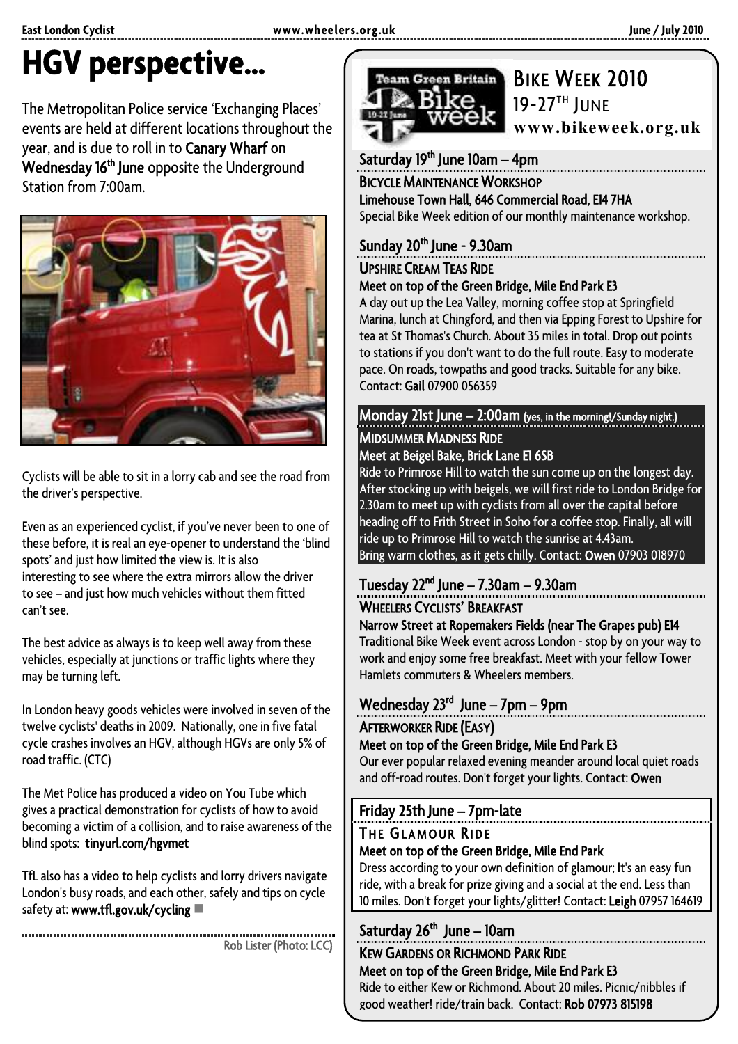# HGV perspective...

The Metropolitan Police service 'Exchanging Places' events are held at different locations throughout the year, and is due to roll in to **Canary Wharf** on **Wednesday 16th June** opposite the Underground Station from 7:00am.

Cyclists will be able to sit in a lorry cab and see the road from the driver's perspective.

Even as an experienced cyclist, if you've never been to one of these before, it is real an eye-opener to understand the 'blind spots' and just how limited the view is. It is also interesting to see where the extra mirrors allow the driver to see – and just how much vehicles without them fitted can't see.

The best advice as always is to keep well away from these vehicles, especially at junctions or traffic lights where they may be turning left.

In London heavy goods vehicles were involved in seven of the twelve cyclists' deaths in 2009. Nationally, one in five fatal cycle crashes involves an HGV, although HGVs are only 5% of road traffic. (CTC)

The Met Police has produced a video on You Tube which gives a practical demonstration for cyclists of how to avoid becoming a victim of a collision, and to raise awareness of the blind spots: **tinyurl.com/hgvmet**

TfL also has a video to help cyclists and lorry drivers navigate London's busy roads, and each other, safely and tips on cycle safety at: **www.tfl.gov.uk/cycling** ■

Rob Lister (Photo: LCC)

# Bike Week 2010

19-27th June

**www.bikeweek.org.uk**

## Saturday 19th June 10am – 4pm

**Bicycle Maintenance Workshop**

**Limehouse Town Hall, 646 Commercial Road, E14 7HA**

Special Bike Week edition of our monthly maintenance workshop.

## Sunday 20th June - 9.30am

**Upshire Cream Teas Ride**

**Meet on top of the Green Bridge, Mile End Park E3**

A day out up the Lea Valley, morning coffee stop at Springfield Marina, lunch at Chingford, and then via Epping Forest to Upshire for tea at St Thomas's Church. About 35 miles in total. Drop out points to stations if you don't want to do the full route. Easy to moderate pace. On roads, towpaths and good tracks. Suitable for any bike. Contact: **Gail** 07900 056359

## Monday 21st June – 2:00am (yes, in the morning!/Sunday night.)

**Midsummer Madness Ride**

**Meet at Beigel Bake, Brick Lane E1 6SB**

Ride to Primrose Hill to watch the sun come up on the longest day. After stocking up with beigels, we will first ride to London Bridge for 2.30am to meet up with cyclists from all over the capital before heading off to Frith Street in Soho for a coffee stop. Finally, all will ride up to Primrose Hill to watch the sunrise at 4.43am. Bring warm clothes, as it gets chilly. Contact: **Owen** 07903 018970

## Tuesday 22nd June – 7.30am – 9.30am

**Wheelers Cyclists' Breakfast**

**Narrow Street at Ropemakers Fields (near The Grapes pub) E14**

Traditional Bike Week event across London - stop by on your way to work and enjoy some free breakfast. Meet with your fellow Tower Hamlets commuters & Wheelers members.

## Wednesday 23rd June – 7pm – 9pm

**Afterworker Ride (Easy)**

**Meet on top of the Green Bridge, Mile End Park E3**

Our ever popular relaxed evening meander around local quiet roads and off-road routes. Don't forget your lights. Contact: **Owen**

## Friday 25th June – 7pm-late

**The Glamour Ride**

**Meet on top of the Green Bridge, Mile End Park**

Dress according to your own definition of glamour; It's an easy fun ride, with a break for prize giving and a social at the end. Less than 10 miles. Don't forget your lights/glitter! Contact: **Leigh** 07957 164619

## Saturday 26th June – 10am

**Kew Gardens or Richmond Park Ride**

**Meet on top of the Green Bridge, Mile End Park E3**

Ride to either Kew or Richmond. About 20 miles. Picnic/nibbles if good weather! ride/train back. Contact: **Rob 07973 815198**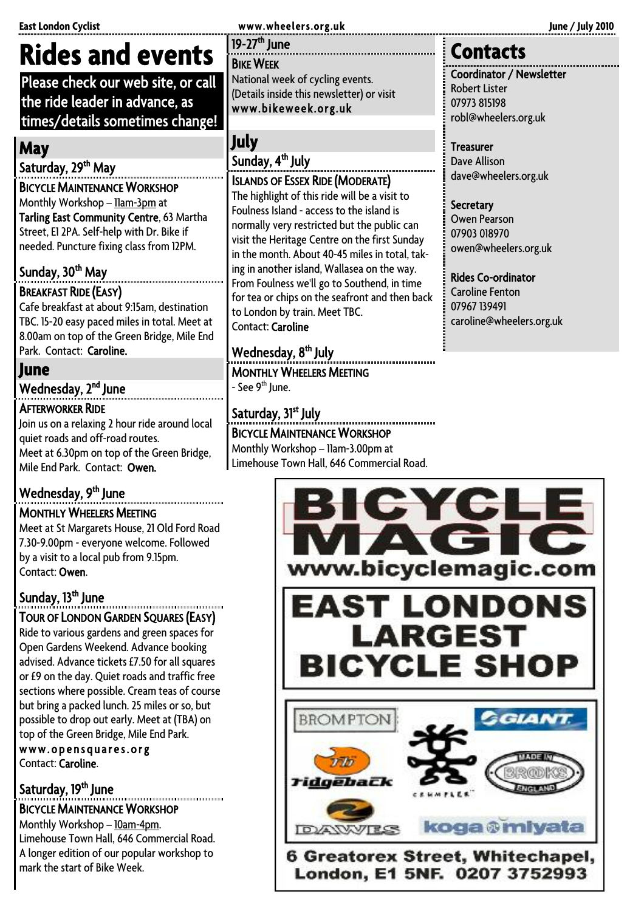# Rides and events

**Please check our web site, or call the ride leader in advance, as times/details sometimes change!**

## May

### Saturday, 29th May

**BICYCLE MAINTENANCE WORKSHOP**

Monthly Workshop – 11am-3pm at **Tarling East Community Centre**, 63 Martha Street, E1 2PA. Self-help with Dr. Bike if needed. Puncture fixing class from 12PM.

### Sunday, 30th May

**BREAKFAST RIDE (EASY)**

Cafe breakfast at about 9:15am, destination TBC. 15-20 easy paced miles in total. Meet at 8.00am on top of the Green Bridge, Mile End Park. Contact: **Caroline.**

## June

### Wednesday, 2nd June

**AFTERWORKER RIDE**

Join us on a relaxing 2 hour ride around local quiet roads and off-road routes.
Meet at 6.30pm on top of the Green Bridge, Mile End Park. Contact: **Owen.**

### Wednesday, 9th June

**MONTHLY WHEELERS MEETING**

Meet at St Margarets House, 21 Old Ford Road 7.30-9.00pm - everyone welcome. Followed by a visit to a local pub from 9.15pm.
Contact: **Owen**.

### Sunday, 13th June

**TOUR OF LONDON GARDEN SQUARES (EASY)**

Ride to various gardens and green spaces for Open Gardens Weekend. Advance booking advised. Advance tickets £7.50 for all squares or £9 on the day. Quiet roads and traffic free sections where possible. Cream teas of course but bring a packed lunch. 25 miles or so, but possible to drop out early. Meet at (TBA) on top of the Green Bridge, Mile End Park.
**www.opensquares.org**
Contact: **Caroline**.

### Saturday, 19th June

**BICYCLE MAINTENANCE WORKSHOP**

Monthly Workshop – 10am-4pm.
Limehouse Town Hall, 646 Commercial Road.
A longer edition of our popular workshop to mark the start of Bike Week.

### 19-27th June

**BIKE WEEK**

National week of cycling events.
(Details inside this newsletter) or visit
**www.bikeweek.org.uk**

## July

### Sunday, 4th July

**ISLANDS OF ESSEX RIDE (MODERATE)**

The highlight of this ride will be a visit to Foulness Island - access to the island is normally very restricted but the public can visit the Heritage Centre on the first Sunday in the month. About 40-45 miles in total, taking in another island, Wallasea on the way. From Foulness we'll go to Southend, in time for tea or chips on the seafront and then back to London by train. Meet TBC.
Contact: **Caroline**

### Wednesday, 8th July

**MONTHLY WHEELERS MEETING**

- See 9th June.

### Saturday, 31st July

**BICYCLE MAINTENANCE WORKSHOP**

Monthly Workshop – 11am-3.00pm at Limehouse Town Hall, 646 Commercial Road.

# Contacts

**Coordinator / Newsletter**
Robert Lister
07973 815198
robl@wheelers.org.uk

**Treasurer**
Dave Allison
dave@wheelers.org.uk

**Secretary**
Owen Pearson
07903 018970
owen@wheelers.org.uk

**Rides Co-ordinator**
Caroline Fenton
07967 139491
caroline@wheelers.org.uk

**BICYCLE MAGIC**
www.bicyclemagic.com

**EAST LONDONS LARGEST BICYCLE SHOP**

BROMPTON · GIANT · Ridgeback · CRUMPLER · BROOKS · DAWES · koga miyata

6 Greatorex Street, Whitechapel, London, E1 5NF. 0207 3752993